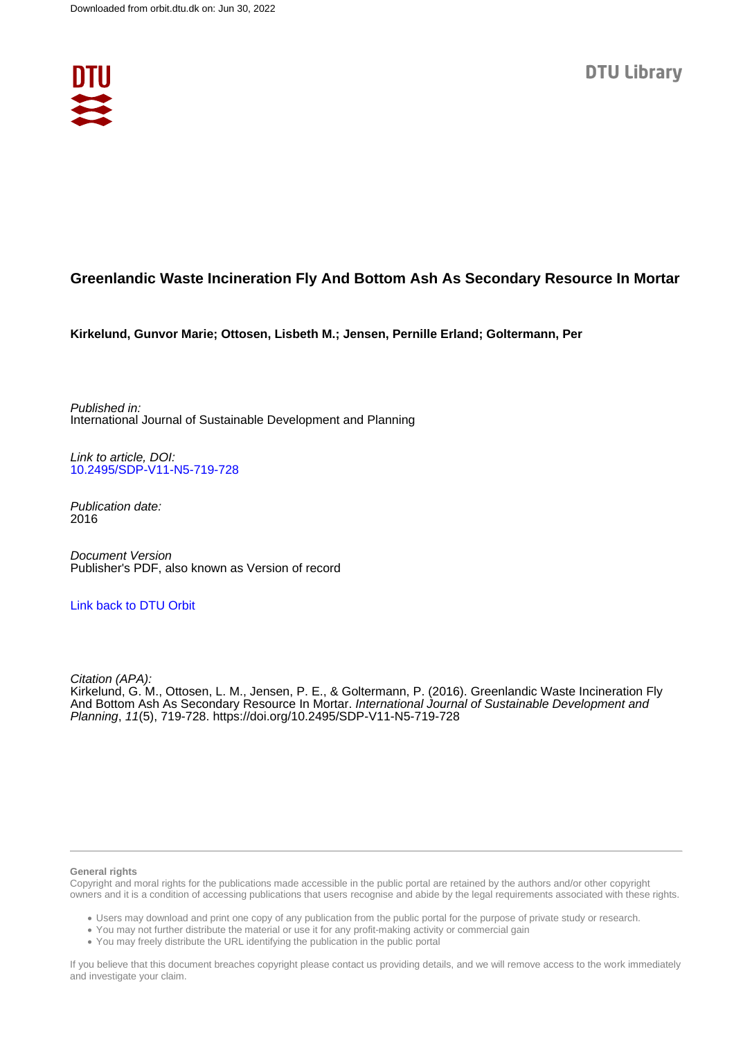Downloaded from orbit.dtu.dk on: Jun 30, 2022

DTU Library

# Greenlandic Waste Incineration Fly And Bottom Ash As Secondary Resource In Mortar

**Kirkelund, Gunvor Marie; Ottosen, Lisbeth M.; Jensen, Pernille Erland; Goltermann, Per**

*Published in:*
International Journal of Sustainable Development and Planning

*Link to article, DOI:*
10.2495/SDP-V11-N5-719-728

*Publication date:*
2016

*Document Version*
Publisher's PDF, also known as Version of record

Link back to DTU Orbit

*Citation (APA):*
Kirkelund, G. M., Ottosen, L. M., Jensen, P. E., & Goltermann, P. (2016). Greenlandic Waste Incineration Fly And Bottom Ash As Secondary Resource In Mortar. *International Journal of Sustainable Development and Planning*, *11*(5), 719-728. https://doi.org/10.2495/SDP-V11-N5-719-728

**General rights**

Copyright and moral rights for the publications made accessible in the public portal are retained by the authors and/or other copyright owners and it is a condition of accessing publications that users recognise and abide by the legal requirements associated with these rights.

- Users may download and print one copy of any publication from the public portal for the purpose of private study or research.
- You may not further distribute the material or use it for any profit-making activity or commercial gain
- You may freely distribute the URL identifying the publication in the public portal

If you believe that this document breaches copyright please contact us providing details, and we will remove access to the work immediately and investigate your claim.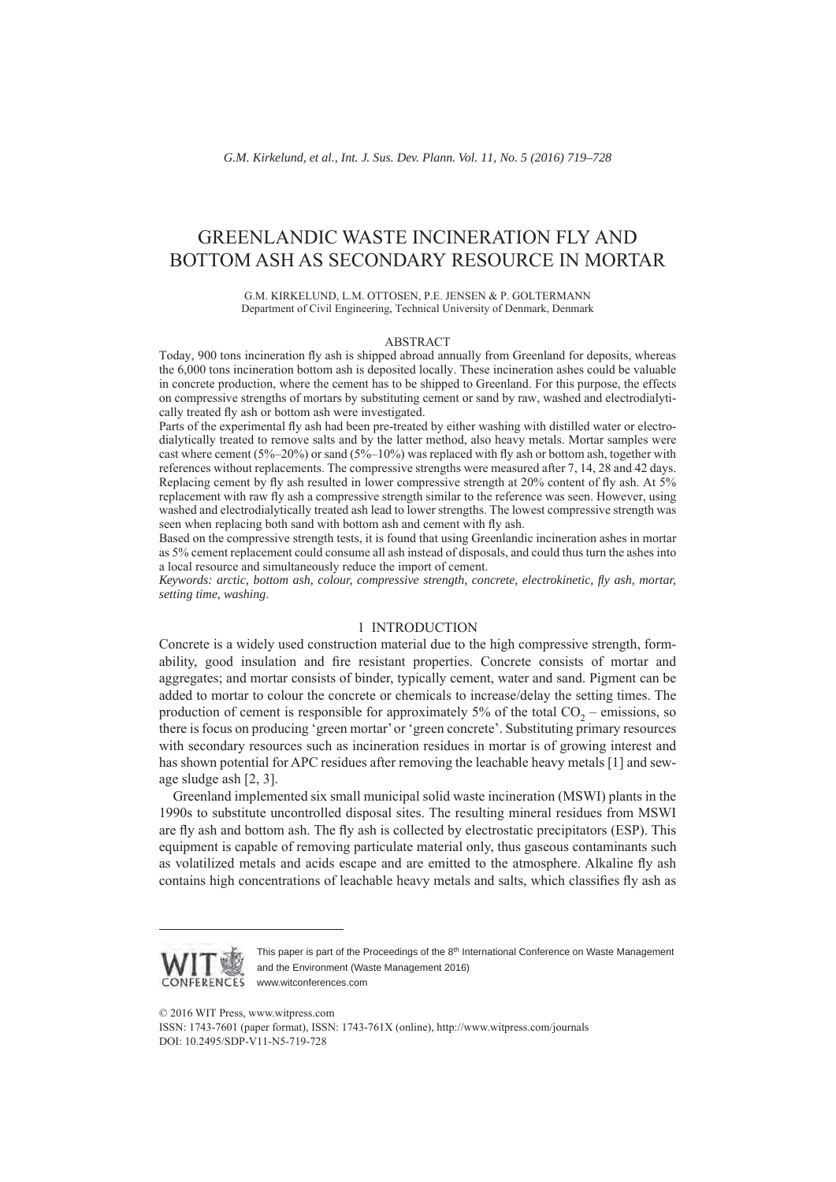# GREENLANDIC WASTE INCINERATION FLY AND BOTTOM ASH AS SECONDARY RESOURCE IN MORTAR

G.M. KIRKELUND, L.M. OTTOSEN, P.E. JENSEN & P. GOLTERMANN
Department of Civil Engineering, Technical University of Denmark, Denmark

## ABSTRACT

Today, 900 tons incineration fly ash is shipped abroad annually from Greenland for deposits, whereas the 6,000 tons incineration bottom ash is deposited locally. These incineration ashes could be valuable in concrete production, where the cement has to be shipped to Greenland. For this purpose, the effects on compressive strengths of mortars by substituting cement or sand by raw, washed and electrodialytically treated fly ash or bottom ash were investigated.

Parts of the experimental fly ash had been pre-treated by either washing with distilled water or electrodialytically treated to remove salts and by the latter method, also heavy metals. Mortar samples were cast where cement (5%–20%) or sand (5%–10%) was replaced with fly ash or bottom ash, together with references without replacements. The compressive strengths were measured after 7, 14, 28 and 42 days. Replacing cement by fly ash resulted in lower compressive strength at 20% content of fly ash. At 5% replacement with raw fly ash a compressive strength similar to the reference was seen. However, using washed and electrodialytically treated ash lead to lower strengths. The lowest compressive strength was seen when replacing both sand with bottom ash and cement with fly ash.

Based on the compressive strength tests, it is found that using Greenlandic incineration ashes in mortar as 5% cement replacement could consume all ash instead of disposals, and could thus turn the ashes into a local resource and simultaneously reduce the import of cement.

*Keywords: arctic, bottom ash, colour, compressive strength, concrete, electrokinetic, fly ash, mortar, setting time, washing.*

## 1 INTRODUCTION

Concrete is a widely used construction material due to the high compressive strength, formability, good insulation and fire resistant properties. Concrete consists of mortar and aggregates; and mortar consists of binder, typically cement, water and sand. Pigment can be added to mortar to colour the concrete or chemicals to increase/delay the setting times. The production of cement is responsible for approximately 5% of the total $CO_2$ – emissions, so there is focus on producing 'green mortar' or 'green concrete'. Substituting primary resources with secondary resources such as incineration residues in mortar is of growing interest and has shown potential for APC residues after removing the leachable heavy metals [1] and sewage sludge ash [2, 3].

Greenland implemented six small municipal solid waste incineration (MSWI) plants in the 1990s to substitute uncontrolled disposal sites. The resulting mineral residues from MSWI are fly ash and bottom ash. The fly ash is collected by electrostatic precipitators (ESP). This equipment is capable of removing particulate material only, thus gaseous contaminants such as volatilized metals and acids escape and are emitted to the atmosphere. Alkaline fly ash contains high concentrations of leachable heavy metals and salts, which classifies fly ash as

This paper is part of the Proceedings of the 8th International Conference on Waste Management and the Environment (Waste Management 2016)
www.witconferences.com

© 2016 WIT Press, www.witpress.com
ISSN: 1743-7601 (paper format), ISSN: 1743-761X (online), http://www.witpress.com/journals
DOI: 10.2495/SDP-V11-N5-719-728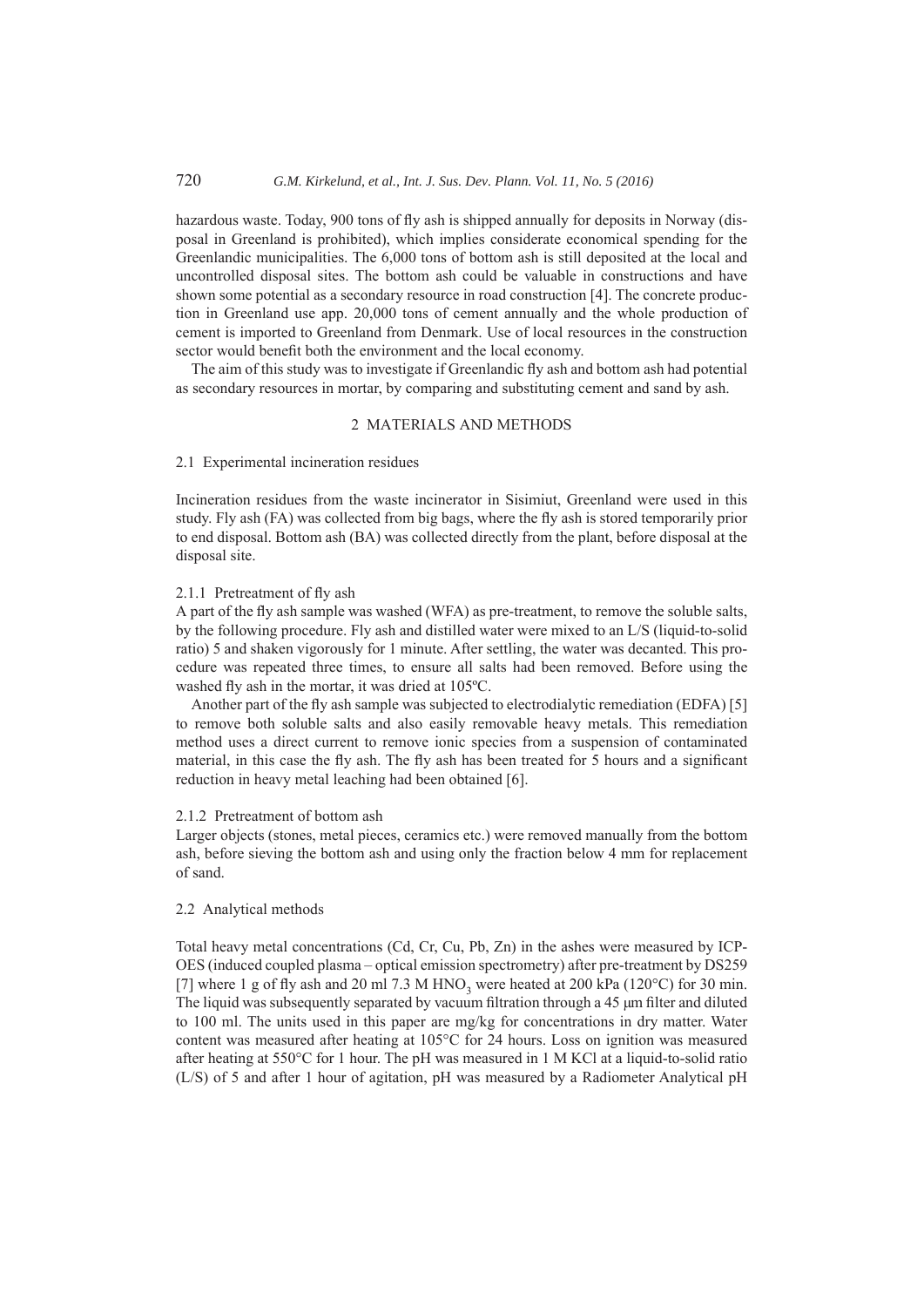hazardous waste. Today, 900 tons of fly ash is shipped annually for deposits in Norway (disposal in Greenland is prohibited), which implies considerate economical spending for the Greenlandic municipalities. The 6,000 tons of bottom ash is still deposited at the local and uncontrolled disposal sites. The bottom ash could be valuable in constructions and have shown some potential as a secondary resource in road construction [4]. The concrete production in Greenland use app. 20,000 tons of cement annually and the whole production of cement is imported to Greenland from Denmark. Use of local resources in the construction sector would benefit both the environment and the local economy.

The aim of this study was to investigate if Greenlandic fly ash and bottom ash had potential as secondary resources in mortar, by comparing and substituting cement and sand by ash.

## 2 MATERIALS AND METHODS

### 2.1 Experimental incineration residues

Incineration residues from the waste incinerator in Sisimiut, Greenland were used in this study. Fly ash (FA) was collected from big bags, where the fly ash is stored temporarily prior to end disposal. Bottom ash (BA) was collected directly from the plant, before disposal at the disposal site.

#### 2.1.1 Pretreatment of fly ash

A part of the fly ash sample was washed (WFA) as pre-treatment, to remove the soluble salts, by the following procedure. Fly ash and distilled water were mixed to an L/S (liquid-to-solid ratio) 5 and shaken vigorously for 1 minute. After settling, the water was decanted. This procedure was repeated three times, to ensure all salts had been removed. Before using the washed fly ash in the mortar, it was dried at 105ºC.

Another part of the fly ash sample was subjected to electrodialytic remediation (EDFA) [5] to remove both soluble salts and also easily removable heavy metals. This remediation method uses a direct current to remove ionic species from a suspension of contaminated material, in this case the fly ash. The fly ash has been treated for 5 hours and a significant reduction in heavy metal leaching had been obtained [6].

#### 2.1.2 Pretreatment of bottom ash

Larger objects (stones, metal pieces, ceramics etc.) were removed manually from the bottom ash, before sieving the bottom ash and using only the fraction below 4 mm for replacement of sand.

### 2.2 Analytical methods

Total heavy metal concentrations (Cd, Cr, Cu, Pb, Zn) in the ashes were measured by ICP-OES (induced coupled plasma – optical emission spectrometry) after pre-treatment by DS259 [7] where 1 g of fly ash and 20 ml 7.3 M $HNO_3$ were heated at 200 kPa (120°C) for 30 min. The liquid was subsequently separated by vacuum filtration through a 45 μm filter and diluted to 100 ml. The units used in this paper are mg/kg for concentrations in dry matter. Water content was measured after heating at 105°C for 24 hours. Loss on ignition was measured after heating at 550°C for 1 hour. The pH was measured in 1 M KCl at a liquid-to-solid ratio (L/S) of 5 and after 1 hour of agitation, pH was measured by a Radiometer Analytical pH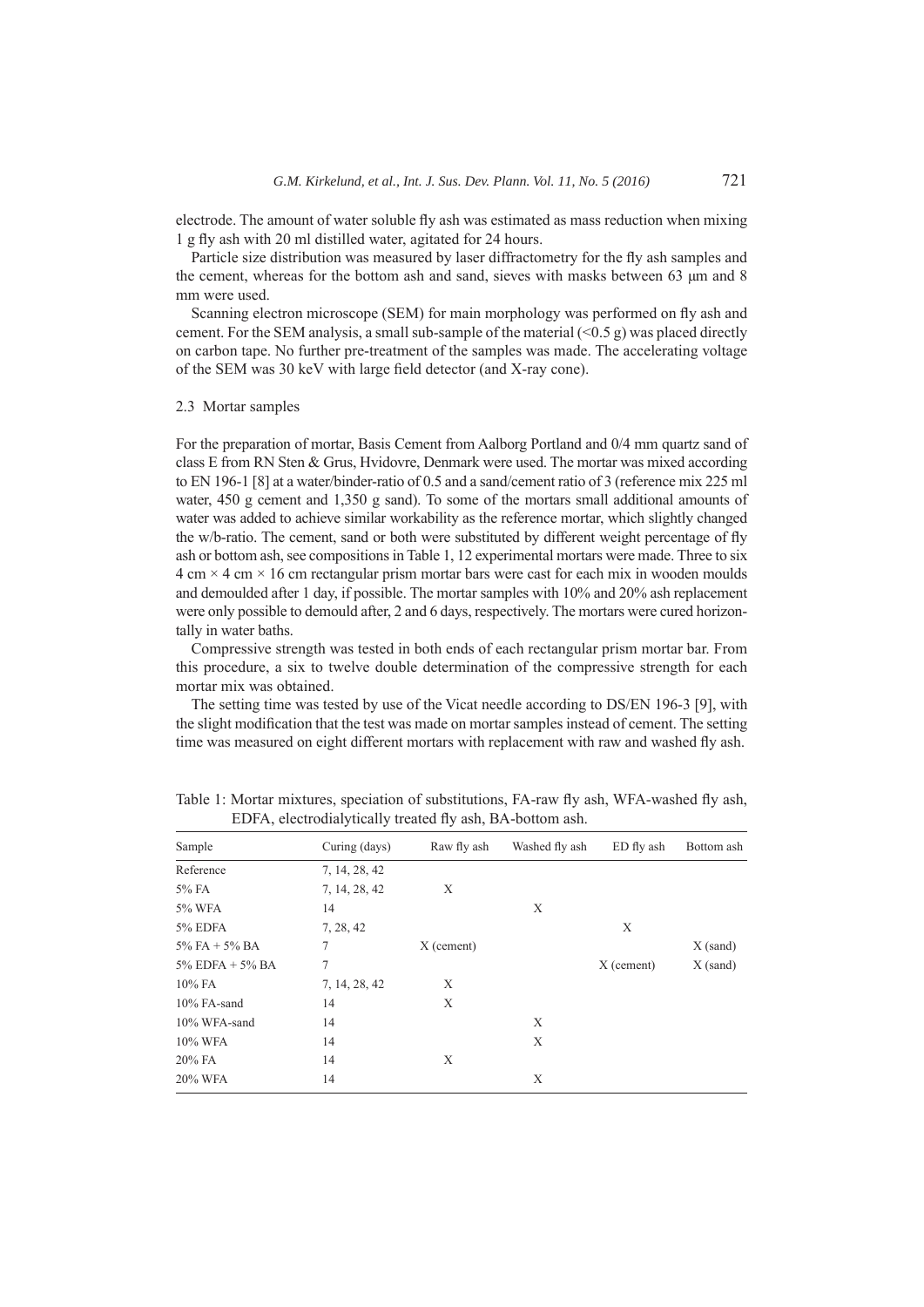electrode. The amount of water soluble fly ash was estimated as mass reduction when mixing 1 g fly ash with 20 ml distilled water, agitated for 24 hours.

Particle size distribution was measured by laser diffractometry for the fly ash samples and the cement, whereas for the bottom ash and sand, sieves with masks between 63 μm and 8 mm were used.

Scanning electron microscope (SEM) for main morphology was performed on fly ash and cement. For the SEM analysis, a small sub-sample of the material (<0.5 g) was placed directly on carbon tape. No further pre-treatment of the samples was made. The accelerating voltage of the SEM was 30 keV with large field detector (and X-ray cone).

### 2.3 Mortar samples

For the preparation of mortar, Basis Cement from Aalborg Portland and 0/4 mm quartz sand of class E from RN Sten & Grus, Hvidovre, Denmark were used. The mortar was mixed according to EN 196-1 [8] at a water/binder-ratio of 0.5 and a sand/cement ratio of 3 (reference mix 225 ml water, 450 g cement and 1,350 g sand). To some of the mortars small additional amounts of water was added to achieve similar workability as the reference mortar, which slightly changed the w/b-ratio. The cement, sand or both were substituted by different weight percentage of fly ash or bottom ash, see compositions in Table 1, 12 experimental mortars were made. Three to six 4 cm × 4 cm × 16 cm rectangular prism mortar bars were cast for each mix in wooden moulds and demoulded after 1 day, if possible. The mortar samples with 10% and 20% ash replacement were only possible to demould after, 2 and 6 days, respectively. The mortars were cured horizontally in water baths.

Compressive strength was tested in both ends of each rectangular prism mortar bar. From this procedure, a six to twelve double determination of the compressive strength for each mortar mix was obtained.

The setting time was tested by use of the Vicat needle according to DS/EN 196-3 [9], with the slight modification that the test was made on mortar samples instead of cement. The setting time was measured on eight different mortars with replacement with raw and washed fly ash.

Table 1: Mortar mixtures, speciation of substitutions, FA-raw fly ash, WFA-washed fly ash, EDFA, electrodialytically treated fly ash, BA-bottom ash.

| Sample | Curing (days) | Raw fly ash | Washed fly ash | ED fly ash | Bottom ash |
|---|---|---|---|---|---|
| Reference | 7, 14, 28, 42 | | | | |
| 5% FA | 7, 14, 28, 42 | X | | | |
| 5% WFA | 14 | | X | | |
| 5% EDFA | 7, 28, 42 | | | X | |
| 5% FA + 5% BA | 7 | X (cement) | | | X (sand) |
| 5% EDFA + 5% BA | 7 | | | X (cement) | X (sand) |
| 10% FA | 7, 14, 28, 42 | X | | | |
| 10% FA-sand | 14 | X | | | |
| 10% WFA-sand | 14 | | X | | |
| 10% WFA | 14 | | X | | |
| 20% FA | 14 | X | | | |
| 20% WFA | 14 | | X | | |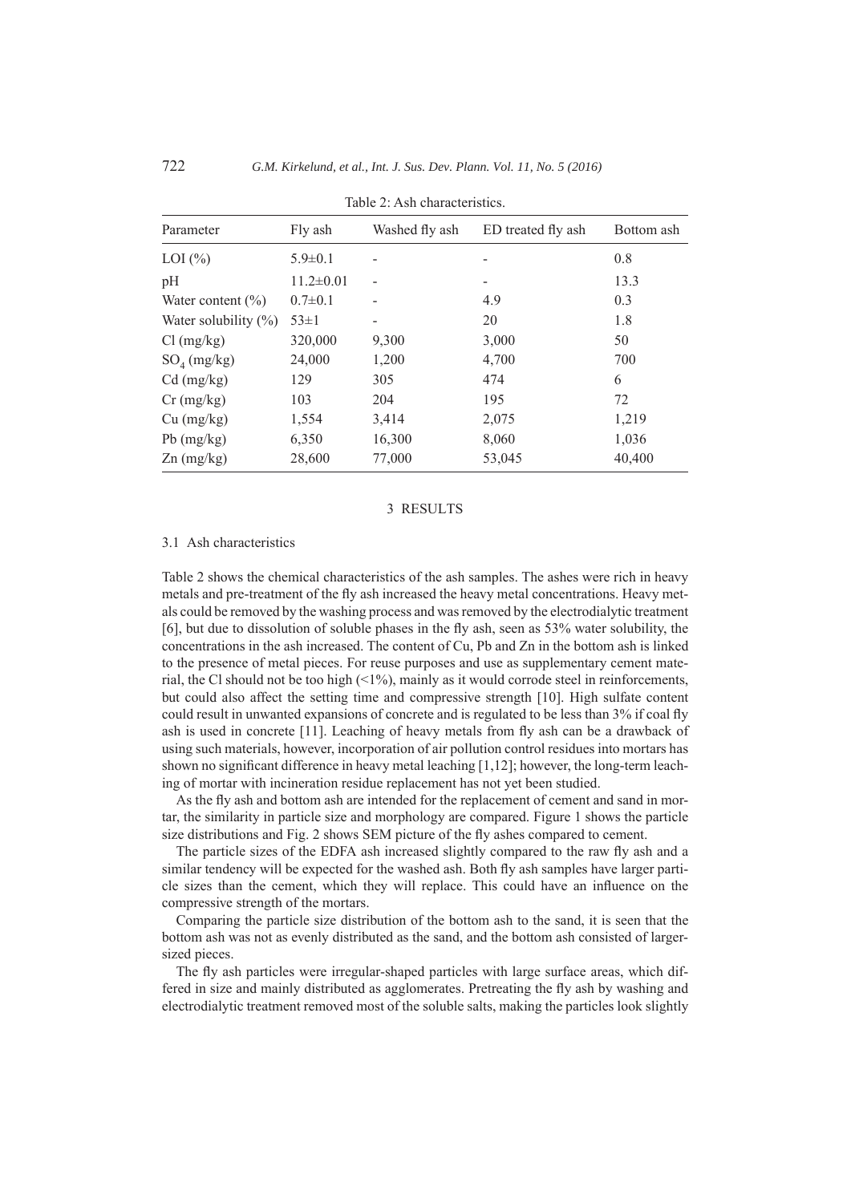Table 2: Ash characteristics.

| Parameter | Fly ash | Washed fly ash | ED treated fly ash | Bottom ash |
|---|---|---|---|---|
| LOI (%) | 5.9±0.1 | - | - | 0.8 |
| pH | 11.2±0.01 | - | - | 13.3 |
| Water content (%) | 0.7±0.1 | - | 4.9 | 0.3 |
| Water solubility (%) | 53±1 | - | 20 | 1.8 |
| Cl (mg/kg) | 320,000 | 9,300 | 3,000 | 50 |
| $SO_4$ (mg/kg) | 24,000 | 1,200 | 4,700 | 700 |
| Cd (mg/kg) | 129 | 305 | 474 | 6 |
| Cr (mg/kg) | 103 | 204 | 195 | 72 |
| Cu (mg/kg) | 1,554 | 3,414 | 2,075 | 1,219 |
| Pb (mg/kg) | 6,350 | 16,300 | 8,060 | 1,036 |
| Zn (mg/kg) | 28,600 | 77,000 | 53,045 | 40,400 |

## 3 RESULTS

### 3.1 Ash characteristics

Table 2 shows the chemical characteristics of the ash samples. The ashes were rich in heavy metals and pre-treatment of the fly ash increased the heavy metal concentrations. Heavy metals could be removed by the washing process and was removed by the electrodialytic treatment [6], but due to dissolution of soluble phases in the fly ash, seen as 53% water solubility, the concentrations in the ash increased. The content of Cu, Pb and Zn in the bottom ash is linked to the presence of metal pieces. For reuse purposes and use as supplementary cement material, the Cl should not be too high (<1%), mainly as it would corrode steel in reinforcements, but could also affect the setting time and compressive strength [10]. High sulfate content could result in unwanted expansions of concrete and is regulated to be less than 3% if coal fly ash is used in concrete [11]. Leaching of heavy metals from fly ash can be a drawback of using such materials, however, incorporation of air pollution control residues into mortars has shown no significant difference in heavy metal leaching [1,12]; however, the long-term leaching of mortar with incineration residue replacement has not yet been studied.

As the fly ash and bottom ash are intended for the replacement of cement and sand in mortar, the similarity in particle size and morphology are compared. Figure 1 shows the particle size distributions and Fig. 2 shows SEM picture of the fly ashes compared to cement.

The particle sizes of the EDFA ash increased slightly compared to the raw fly ash and a similar tendency will be expected for the washed ash. Both fly ash samples have larger particle sizes than the cement, which they will replace. This could have an influence on the compressive strength of the mortars.

Comparing the particle size distribution of the bottom ash to the sand, it is seen that the bottom ash was not as evenly distributed as the sand, and the bottom ash consisted of larger-sized pieces.

The fly ash particles were irregular-shaped particles with large surface areas, which differed in size and mainly distributed as agglomerates. Pretreating the fly ash by washing and electrodialytic treatment removed most of the soluble salts, making the particles look slightly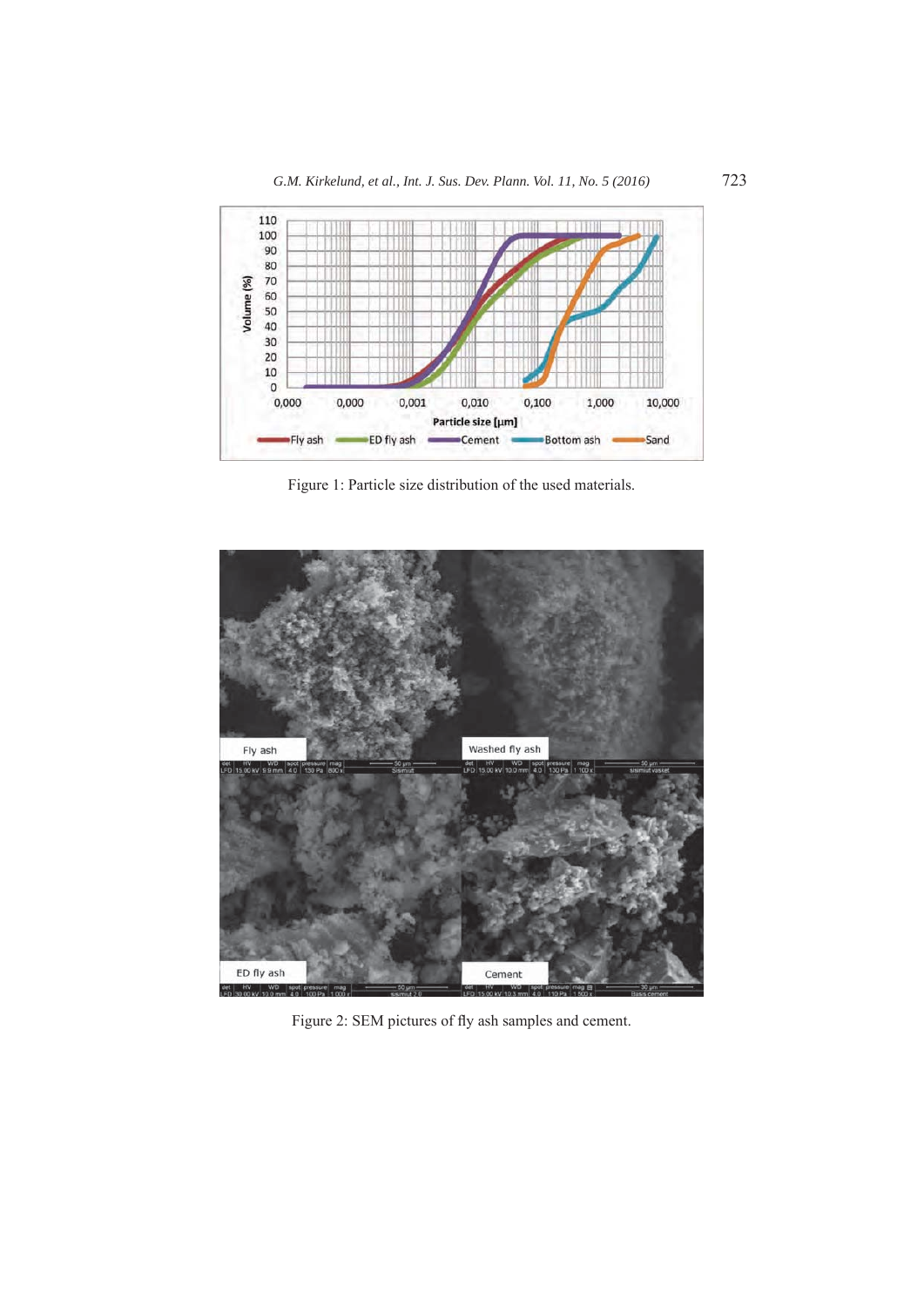Figure 1: Particle size distribution of the used materials.

Figure 2: SEM pictures of fly ash samples and cement.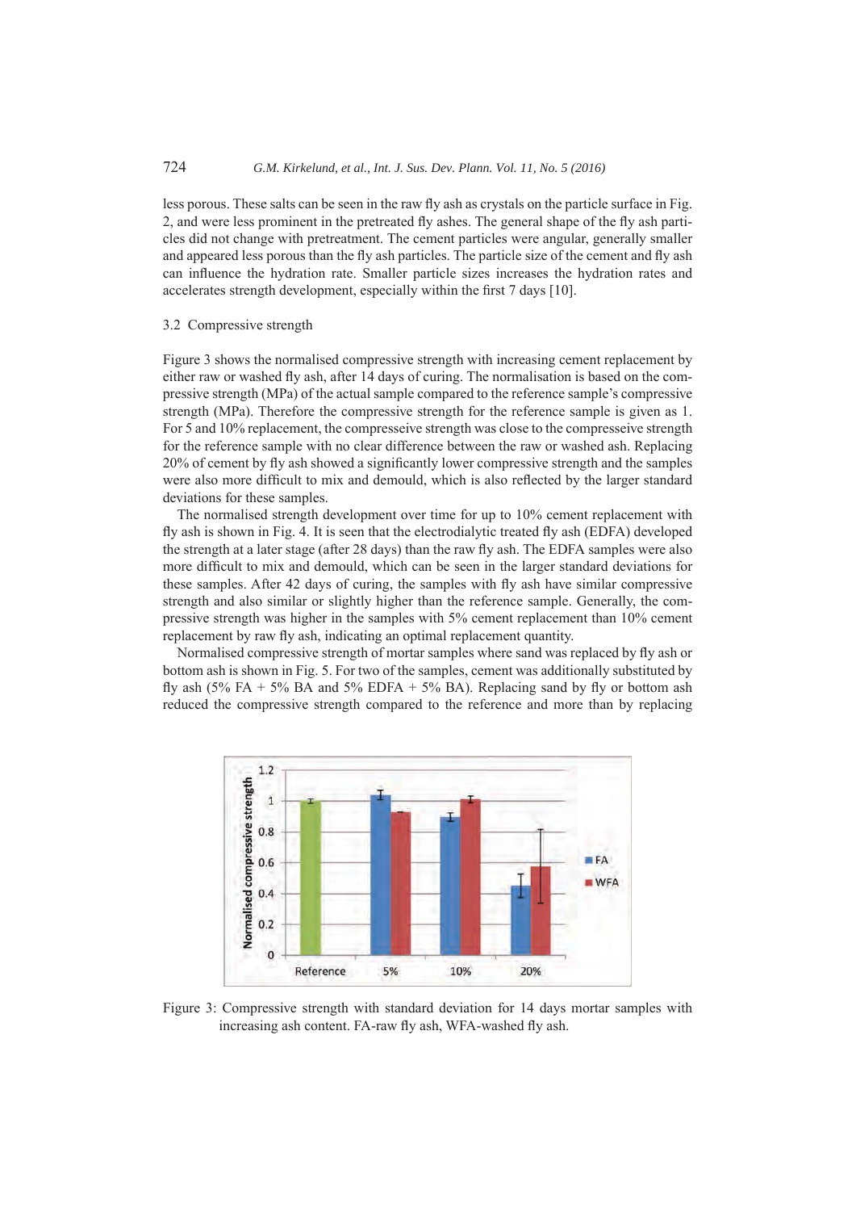less porous. These salts can be seen in the raw fly ash as crystals on the particle surface in Fig. 2, and were less prominent in the pretreated fly ashes. The general shape of the fly ash particles did not change with pretreatment. The cement particles were angular, generally smaller and appeared less porous than the fly ash particles. The particle size of the cement and fly ash can influence the hydration rate. Smaller particle sizes increases the hydration rates and accelerates strength development, especially within the first 7 days [10].

### 3.2 Compressive strength

Figure 3 shows the normalised compressive strength with increasing cement replacement by either raw or washed fly ash, after 14 days of curing. The normalisation is based on the compressive strength (MPa) of the actual sample compared to the reference sample's compressive strength (MPa). Therefore the compressive strength for the reference sample is given as 1. For 5 and 10% replacement, the compresseive strength was close to the compresseive strength for the reference sample with no clear difference between the raw or washed ash. Replacing 20% of cement by fly ash showed a significantly lower compressive strength and the samples were also more difficult to mix and demould, which is also reflected by the larger standard deviations for these samples.

The normalised strength development over time for up to 10% cement replacement with fly ash is shown in Fig. 4. It is seen that the electrodialytic treated fly ash (EDFA) developed the strength at a later stage (after 28 days) than the raw fly ash. The EDFA samples were also more difficult to mix and demould, which can be seen in the larger standard deviations for these samples. After 42 days of curing, the samples with fly ash have similar compressive strength and also similar or slightly higher than the reference sample. Generally, the compressive strength was higher in the samples with 5% cement replacement than 10% cement replacement by raw fly ash, indicating an optimal replacement quantity.

Normalised compressive strength of mortar samples where sand was replaced by fly ash or bottom ash is shown in Fig. 5. For two of the samples, cement was additionally substituted by fly ash (5% FA + 5% BA and 5% EDFA + 5% BA). Replacing sand by fly or bottom ash reduced the compressive strength compared to the reference and more than by replacing

Figure 3: Compressive strength with standard deviation for 14 days mortar samples with increasing ash content. FA-raw fly ash, WFA-washed fly ash.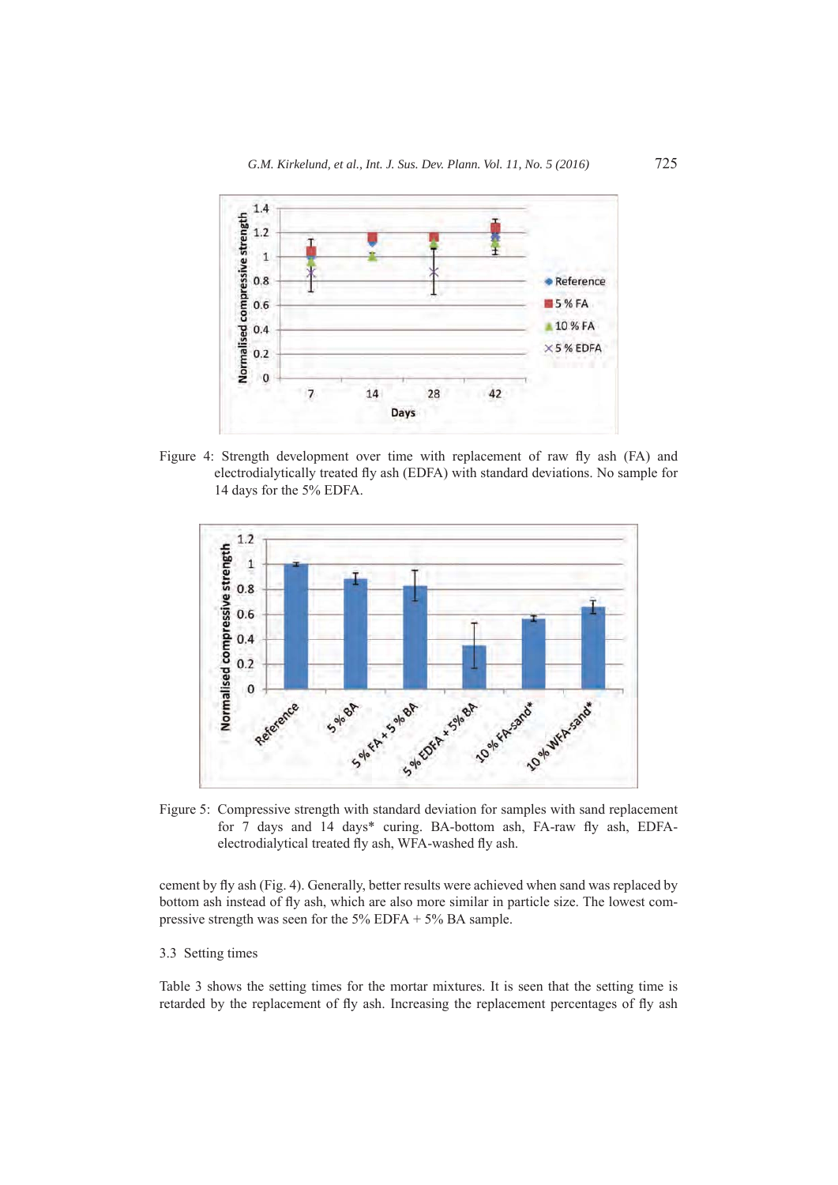Figure 4: Strength development over time with replacement of raw fly ash (FA) and electrodialytically treated fly ash (EDFA) with standard deviations. No sample for 14 days for the 5% EDFA.

Figure 5: Compressive strength with standard deviation for samples with sand replacement for 7 days and 14 days* curing. BA-bottom ash, FA-raw fly ash, EDFA-electrodialytical treated fly ash, WFA-washed fly ash.

cement by fly ash (Fig. 4). Generally, better results were achieved when sand was replaced by bottom ash instead of fly ash, which are also more similar in particle size. The lowest compressive strength was seen for the 5% EDFA + 5% BA sample.

### 3.3 Setting times

Table 3 shows the setting times for the mortar mixtures. It is seen that the setting time is retarded by the replacement of fly ash. Increasing the replacement percentages of fly ash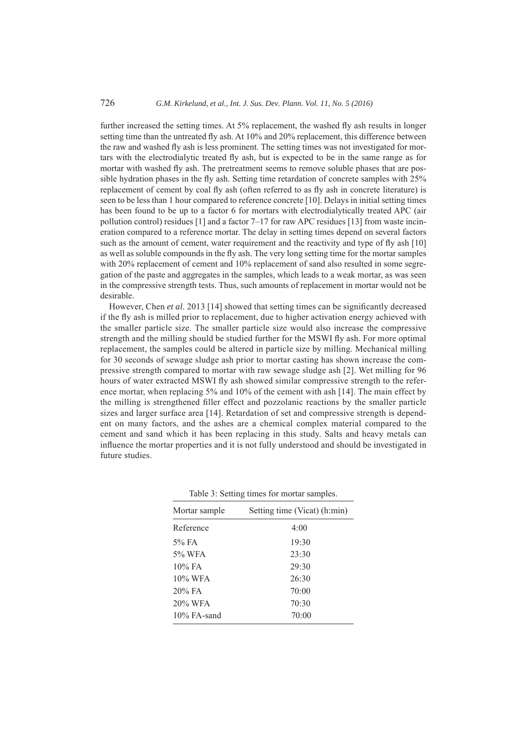further increased the setting times. At 5% replacement, the washed fly ash results in longer setting time than the untreated fly ash. At 10% and 20% replacement, this difference between the raw and washed fly ash is less prominent. The setting times was not investigated for mortars with the electrodialytic treated fly ash, but is expected to be in the same range as for mortar with washed fly ash. The pretreatment seems to remove soluble phases that are possible hydration phases in the fly ash. Setting time retardation of concrete samples with 25% replacement of cement by coal fly ash (often referred to as fly ash in concrete literature) is seen to be less than 1 hour compared to reference concrete [10]. Delays in initial setting times has been found to be up to a factor 6 for mortars with electrodialytically treated APC (air pollution control) residues [1] and a factor 7–17 for raw APC residues [13] from waste incineration compared to a reference mortar. The delay in setting times depend on several factors such as the amount of cement, water requirement and the reactivity and type of fly ash [10] as well as soluble compounds in the fly ash. The very long setting time for the mortar samples with 20% replacement of cement and 10% replacement of sand also resulted in some segregation of the paste and aggregates in the samples, which leads to a weak mortar, as was seen in the compressive strength tests. Thus, such amounts of replacement in mortar would not be desirable.

However, Chen *et al*. 2013 [14] showed that setting times can be significantly decreased if the fly ash is milled prior to replacement, due to higher activation energy achieved with the smaller particle size. The smaller particle size would also increase the compressive strength and the milling should be studied further for the MSWI fly ash. For more optimal replacement, the samples could be altered in particle size by milling. Mechanical milling for 30 seconds of sewage sludge ash prior to mortar casting has shown increase the compressive strength compared to mortar with raw sewage sludge ash [2]. Wet milling for 96 hours of water extracted MSWI fly ash showed similar compressive strength to the reference mortar, when replacing 5% and 10% of the cement with ash [14]. The main effect by the milling is strengthened filler effect and pozzolanic reactions by the smaller particle sizes and larger surface area [14]. Retardation of set and compressive strength is dependent on many factors, and the ashes are a chemical complex material compared to the cement and sand which it has been replacing in this study. Salts and heavy metals can influence the mortar properties and it is not fully understood and should be investigated in future studies.

Table 3: Setting times for mortar samples.

| Mortar sample | Setting time (Vicat) (h:min) |
|---|---|
| Reference | 4:00 |
| 5% FA | 19:30 |
| 5% WFA | 23:30 |
| 10% FA | 29:30 |
| 10% WFA | 26:30 |
| 20% FA | 70:00 |
| 20% WFA | 70:30 |
| 10% FA-sand | 70:00 |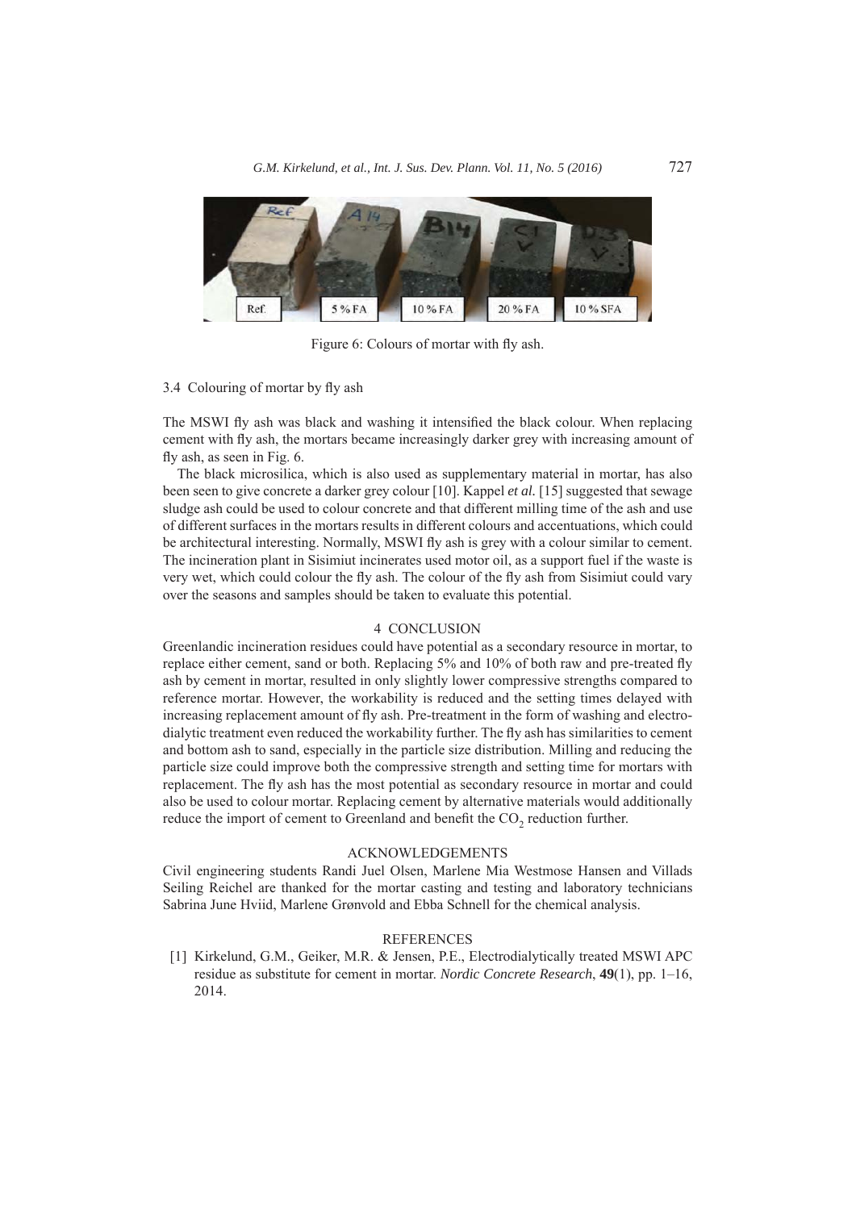Figure 6: Colours of mortar with fly ash.

### 3.4 Colouring of mortar by fly ash

The MSWI fly ash was black and washing it intensified the black colour. When replacing cement with fly ash, the mortars became increasingly darker grey with increasing amount of fly ash, as seen in Fig. 6.

The black microsilica, which is also used as supplementary material in mortar, has also been seen to give concrete a darker grey colour [10]. Kappel *et al.* [15] suggested that sewage sludge ash could be used to colour concrete and that different milling time of the ash and use of different surfaces in the mortars results in different colours and accentuations, which could be architectural interesting. Normally, MSWI fly ash is grey with a colour similar to cement. The incineration plant in Sisimiut incinerates used motor oil, as a support fuel if the waste is very wet, which could colour the fly ash. The colour of the fly ash from Sisimiut could vary over the seasons and samples should be taken to evaluate this potential.

## 4 CONCLUSION

Greenlandic incineration residues could have potential as a secondary resource in mortar, to replace either cement, sand or both. Replacing 5% and 10% of both raw and pre-treated fly ash by cement in mortar, resulted in only slightly lower compressive strengths compared to reference mortar. However, the workability is reduced and the setting times delayed with increasing replacement amount of fly ash. Pre-treatment in the form of washing and electrodialytic treatment even reduced the workability further. The fly ash has similarities to cement and bottom ash to sand, especially in the particle size distribution. Milling and reducing the particle size could improve both the compressive strength and setting time for mortars with replacement. The fly ash has the most potential as secondary resource in mortar and could also be used to colour mortar. Replacing cement by alternative materials would additionally reduce the import of cement to Greenland and benefit the $CO_2$ reduction further.

## ACKNOWLEDGEMENTS

Civil engineering students Randi Juel Olsen, Marlene Mia Westmose Hansen and Villads Seiling Reichel are thanked for the mortar casting and testing and laboratory technicians Sabrina June Hviid, Marlene Grønvold and Ebba Schnell for the chemical analysis.

## REFERENCES

[1] Kirkelund, G.M., Geiker, M.R. & Jensen, P.E., Electrodialytically treated MSWI APC residue as substitute for cement in mortar. *Nordic Concrete Research*, **49**(1), pp. 1–16, 2014.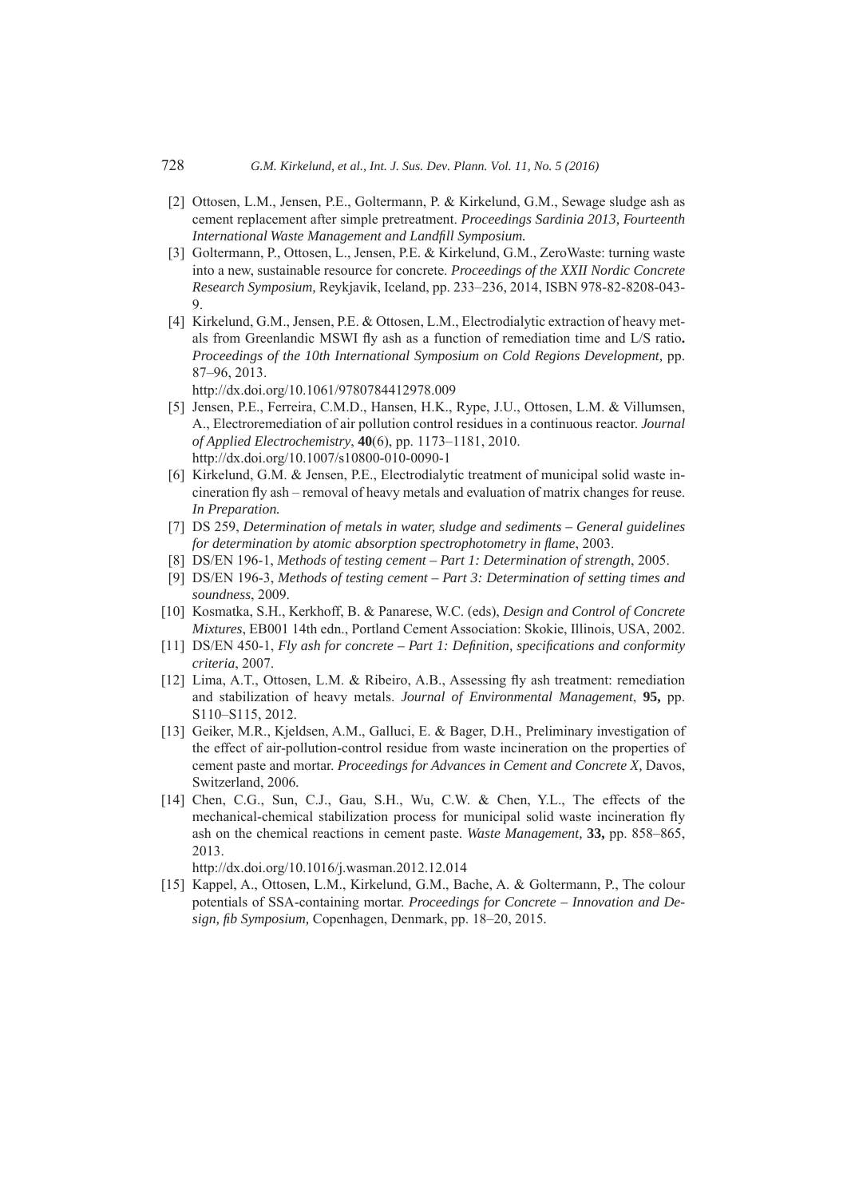[2] Ottosen, L.M., Jensen, P.E., Goltermann, P. & Kirkelund, G.M., Sewage sludge ash as cement replacement after simple pretreatment. *Proceedings Sardinia 2013, Fourteenth International Waste Management and Landfill Symposium.*

[3] Goltermann, P., Ottosen, L., Jensen, P.E. & Kirkelund, G.M., ZeroWaste: turning waste into a new, sustainable resource for concrete. *Proceedings of the XXII Nordic Concrete Research Symposium,* Reykjavik, Iceland, pp. 233–236, 2014, ISBN 978-82-8208-043-9.

[4] Kirkelund, G.M., Jensen, P.E. & Ottosen, L.M., Electrodialytic extraction of heavy metals from Greenlandic MSWI fly ash as a function of remediation time and L/S ratio**.** *Proceedings of the 10th International Symposium on Cold Regions Development,* pp. 87–96, 2013.
http://dx.doi.org/10.1061/9780784412978.009

[5] Jensen, P.E., Ferreira, C.M.D., Hansen, H.K., Rype, J.U., Ottosen, L.M. & Villumsen, A., Electroremediation of air pollution control residues in a continuous reactor. *Journal of Applied Electrochemistry*, **40**(6), pp. 1173–1181, 2010.
http://dx.doi.org/10.1007/s10800-010-0090-1

[6] Kirkelund, G.M. & Jensen, P.E., Electrodialytic treatment of municipal solid waste incineration fly ash – removal of heavy metals and evaluation of matrix changes for reuse. *In Preparation.*

[7] DS 259, *Determination of metals in water, sludge and sediments – General guidelines for determination by atomic absorption spectrophotometry in flame*, 2003.

[8] DS/EN 196-1, *Methods of testing cement – Part 1: Determination of strength*, 2005.

[9] DS/EN 196-3, *Methods of testing cement – Part 3: Determination of setting times and soundness*, 2009.

[10] Kosmatka, S.H., Kerkhoff, B. & Panarese, W.C. (eds), *Design and Control of Concrete Mixtures*, EB001 14th edn., Portland Cement Association: Skokie, Illinois, USA, 2002.

[11] DS/EN 450-1, *Fly ash for concrete – Part 1: Definition, specifications and conformity criteria*, 2007.

[12] Lima, A.T., Ottosen, L.M. & Ribeiro, A.B., Assessing fly ash treatment: remediation and stabilization of heavy metals. *Journal of Environmental Management*, **95,** pp. S110–S115, 2012.

[13] Geiker, M.R., Kjeldsen, A.M., Galluci, E. & Bager, D.H., Preliminary investigation of the effect of air-pollution-control residue from waste incineration on the properties of cement paste and mortar. *Proceedings for Advances in Cement and Concrete X,* Davos, Switzerland, 2006.

[14] Chen, C.G., Sun, C.J., Gau, S.H., Wu, C.W. & Chen, Y.L., The effects of the mechanical-chemical stabilization process for municipal solid waste incineration fly ash on the chemical reactions in cement paste. *Waste Management,* **33,** pp. 858–865, 2013.
http://dx.doi.org/10.1016/j.wasman.2012.12.014

[15] Kappel, A., Ottosen, L.M., Kirkelund, G.M., Bache, A. & Goltermann, P., The colour potentials of SSA-containing mortar. *Proceedings for Concrete – Innovation and Design, fib Symposium,* Copenhagen, Denmark, pp. 18–20, 2015.